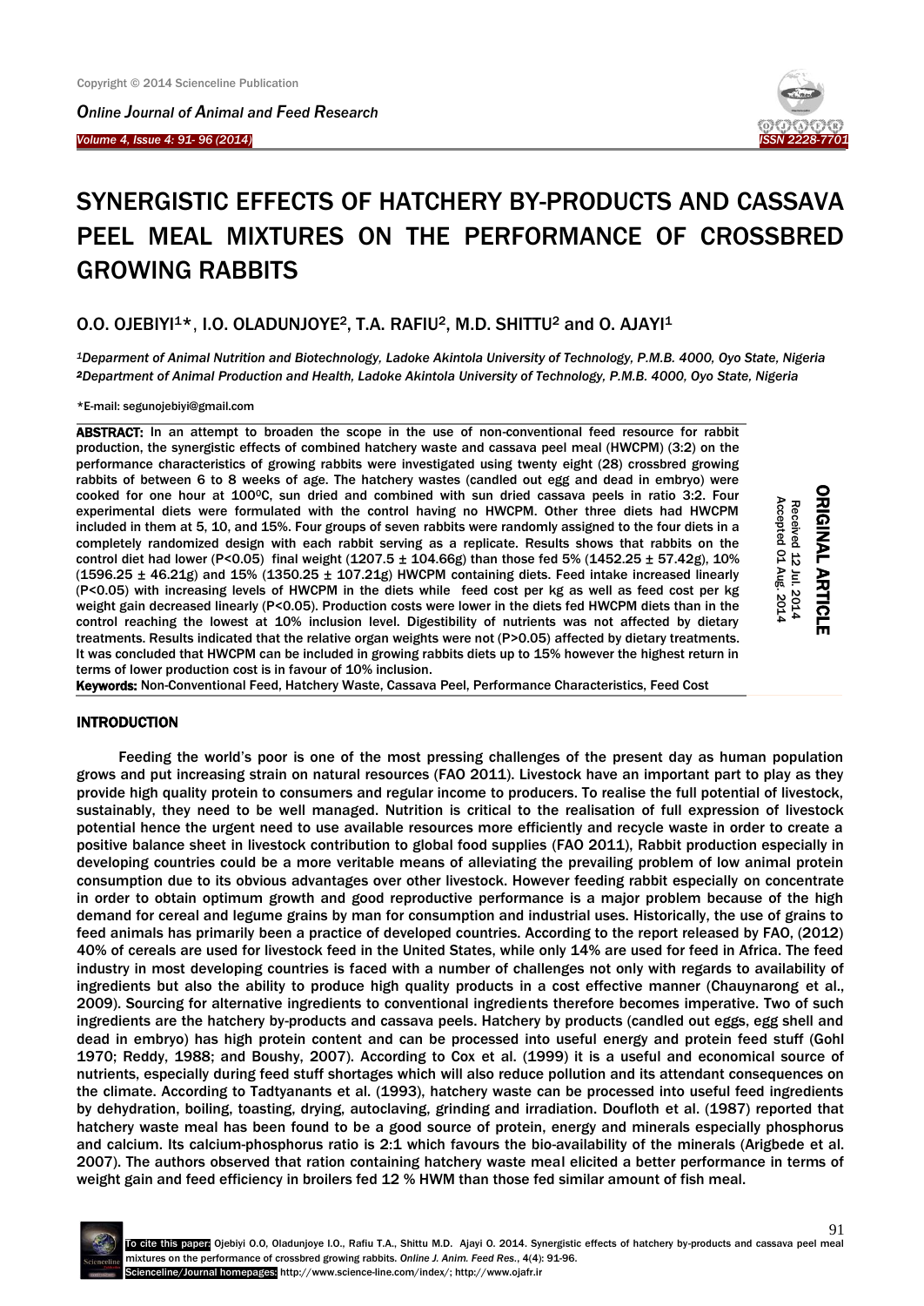# SYNERGISTIC EFFECTS OF HATCHERY BY-PRODUCTS AND CASSAVA PEEL MEAL MIXTURES ON THE PERFORMANCE OF CROSSBRED GROWING RABBITS

O.O. OJEBIYI[1]*, I.O. OLADUNJOYE[2], T.A. RAFIU[2], M.D. SHITTU[2] and O. AJAYI[1]

[1]*Deparment of Animal Nutrition and Biotechnology, Ladoke Akintola University of Technology, P.M.B. 4000, Oyo State, Nigeria*
[2]*Department of Animal Production and Health, Ladoke Akintola University of Technology, P.M.B. 4000, Oyo State, Nigeria*

*E-mail: segunojebiyi@gmail.com

ORIGINAL ARTICLE

Received 12 Jul. 2014
Accepted 01 Aug. 2014

**ABSTRACT:** In an attempt to broaden the scope in the use of non-conventional feed resource for rabbit production, the synergistic effects of combined hatchery waste and cassava peel meal (HWCPM) (3:2) on the performance characteristics of growing rabbits were investigated using twenty eight (28) crossbred growing rabbits of between 6 to 8 weeks of age. The hatchery wastes (candled out egg and dead in embryo) were cooked for one hour at 100$^0$C, sun dried and combined with sun dried cassava peels in ratio 3:2. Four experimental diets were formulated with the control having no HWCPM. Other three diets had HWCPM included in them at 5, 10, and 15%. Four groups of seven rabbits were randomly assigned to the four diets in a completely randomized design with each rabbit serving as a replicate. Results shows that rabbits on the control diet had lower (P<0.05) final weight (1207.5 ± 104.66g) than those fed 5% (1452.25 ± 57.42g), 10% (1596.25 ± 46.21g) and 15% (1350.25 ± 107.21g) HWCPM containing diets. Feed intake increased linearly (P<0.05) with increasing levels of HWCPM in the diets while feed cost per kg as well as feed cost per kg weight gain decreased linearly (P<0.05). Production costs were lower in the diets fed HWCPM diets than in the control reaching the lowest at 10% inclusion level. Digestibility of nutrients was not affected by dietary treatments. Results indicated that the relative organ weights were not (P>0.05) affected by dietary treatments. It was concluded that HWCPM can be included in growing rabbits diets up to 15% however the highest return in terms of lower production cost is in favour of 10% inclusion.

**Keywords:** Non-Conventional Feed, Hatchery Waste, Cassava Peel, Performance Characteristics, Feed Cost

## INTRODUCTION

Feeding the world's poor is one of the most pressing challenges of the present day as human population grows and put increasing strain on natural resources (FAO 2011). Livestock have an important part to play as they provide high quality protein to consumers and regular income to producers. To realise the full potential of livestock, sustainably, they need to be well managed. Nutrition is critical to the realisation of full expression of livestock potential hence the urgent need to use available resources more efficiently and recycle waste in order to create a positive balance sheet in livestock contribution to global food supplies (FAO 2011), Rabbit production especially in developing countries could be a more veritable means of alleviating the prevailing problem of low animal protein consumption due to its obvious advantages over other livestock. However feeding rabbit especially on concentrate in order to obtain optimum growth and good reproductive performance is a major problem because of the high demand for cereal and legume grains by man for consumption and industrial uses. Historically, the use of grains to feed animals has primarily been a practice of developed countries. According to the report released by FAO, (2012) 40% of cereals are used for livestock feed in the United States, while only 14% are used for feed in Africa. The feed industry in most developing countries is faced with a number of challenges not only with regards to availability of ingredients but also the ability to produce high quality products in a cost effective manner (Chauynarong et al., 2009). Sourcing for alternative ingredients to conventional ingredients therefore becomes imperative. Two of such ingredients are the hatchery by-products and cassava peels. Hatchery by products (candled out eggs, egg shell and dead in embryo) has high protein content and can be processed into useful energy and protein feed stuff (Gohl 1970; Reddy, 1988; and Boushy, 2007). According to Cox et al. (1999) it is a useful and economical source of nutrients, especially during feed stuff shortages which will also reduce pollution and its attendant consequences on the climate. According to Tadtyanants et al. (1993), hatchery waste can be processed into useful feed ingredients by dehydration, boiling, toasting, drying, autoclaving, grinding and irradiation. Doufloth et al. (1987) reported that hatchery waste meal has been found to be a good source of protein, energy and minerals especially phosphorus and calcium. Its calcium-phosphorus ratio is 2:1 which favours the bio-availability of the minerals (Arigbede et al. 2007). The authors observed that ration containing hatchery waste meal elicited a better performance in terms of weight gain and feed efficiency in broilers fed 12 % HWM than those fed similar amount of fish meal.

To cite this paper: Ojebiyi O.O, Oladunjoye I.O., Rafiu T.A., Shittu M.D. Ajayi O. 2014. Synergistic effects of hatchery by-products and cassava peel meal mixtures on the performance of crossbred growing rabbits. *Online J. Anim. Feed Res.*, 4(4): 91-96.
Scienceline/Journal homepages: http://www.science-line.com/index/; http://www.ojafr.ir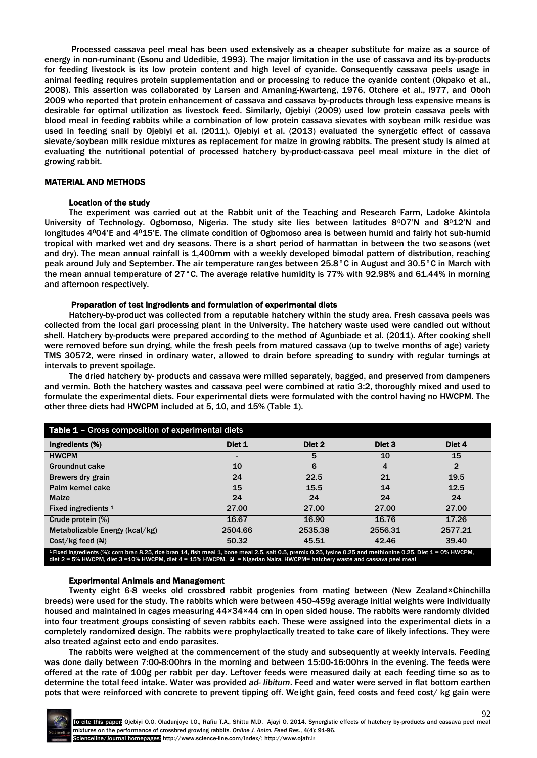Processed cassava peel meal has been used extensively as a cheaper substitute for maize as a source of energy in non-ruminant (Esonu and Udedibie, 1993). The major limitation in the use of cassava and its by-products for feeding livestock is its low protein content and high level of cyanide. Consequently cassava peels usage in animal feeding requires protein supplementation and or processing to reduce the cyanide content (Okpako et al., 2008). This assertion was collaborated by Larsen and Amaning-Kwarteng, 1976, Otchere et al., l977, and Oboh 2009 who reported that protein enhancement of cassava and cassava by-products through less expensive means is desirable for optimal utilization as livestock feed. Similarly, Ojebiyi (2009) used low protein cassava peels with blood meal in feeding rabbits while a combination of low protein cassava sievates with soybean milk residue was used in feeding snail by Ojebiyi et al. (2011). Ojebiyi et al. (2013) evaluated the synergetic effect of cassava sievate/soybean milk residue mixtures as replacement for maize in growing rabbits. The present study is aimed at evaluating the nutritional potential of processed hatchery by-product-cassava peel meal mixture in the diet of growing rabbit.

## MATERIAL AND METHODS

### Location of the study

The experiment was carried out at the Rabbit unit of the Teaching and Research Farm, Ladoke Akintola University of Technology. Ogbomoso, Nigeria. The study site lies between latitudes 8⁰07'N and 8⁰12'N and longitudes 4⁰04'E and 4⁰15'E. The climate condition of Ogbomoso area is between humid and fairly hot sub-humid tropical with marked wet and dry seasons. There is a short period of harmattan in between the two seasons (wet and dry). The mean annual rainfall is 1,400mm with a weekly developed bimodal pattern of distribution, reaching peak around July and September. The air temperature ranges between 25.8°C in August and 30.5°C in March with the mean annual temperature of 27°C. The average relative humidity is 77% with 92.98% and 61.44% in morning and afternoon respectively.

### Preparation of test ingredients and formulation of experimental diets

Hatchery-by-product was collected from a reputable hatchery within the study area. Fresh cassava peels was collected from the local gari processing plant in the University. The hatchery waste used were candled out without shell. Hatchery by-products were prepared according to the method of Agunbiade et al. (2011). After cooking shell were removed before sun drying, while the fresh peels from matured cassava (up to twelve months of age) variety TMS 30572, were rinsed in ordinary water, allowed to drain before spreading to sundry with regular turnings at intervals to prevent spoilage.

The dried hatchery by- products and cassava were milled separately, bagged, and preserved from dampeners and vermin. Both the hatchery wastes and cassava peel were combined at ratio 3:2, thoroughly mixed and used to formulate the experimental diets. Four experimental diets were formulated with the control having no HWCPM. The other three diets had HWCPM included at 5, 10, and 15% (Table 1).

**Table 1** – Gross composition of experimental diets

| Ingredients (%) | Diet 1 | Diet 2 | Diet 3 | Diet 4 |
|---|---|---|---|---|
| HWCPM | - | 5 | 10 | 15 |
| Groundnut cake | 10 | 6 | 4 | 2 |
| Brewers dry grain | 24 | 22.5 | 21 | 19.5 |
| Palm kernel cake | 15 | 15.5 | 14 | 12.5 |
| Maize | 24 | 24 | 24 | 24 |
| Fixed ingredients [1] | 27.00 | 27.00 | 27.00 | 27.00 |
| Crude protein (%) | 16.67 | 16.90 | 16.76 | 17.26 |
| Metabolizable Energy (kcal/kg) | 2504.66 | 2535.38 | 2556.31 | 2577.21 |
| Cost/kg feed (₦) | 50.32 | 45.51 | 42.46 | 39.40 |

[1] Fixed ingredients (%): corn bran 8.25, rice bran 14, fish meal 1, bone meal 2.5, salt 0.5, premix 0.25, lysine 0.25 and methionine 0.25. Diet 1 = 0% HWCPM, diet 2 = 5% HWCPM, diet 3 =10% HWCPM, diet 4 = 15% HWCPM, ₦ = Nigerian Naira, HWCPM= hatchery waste and cassava peel meal

### Experimental Animals and Management

Twenty eight 6-8 weeks old crossbred rabbit progenies from mating between (New Zealand×Chinchilla breeds) were used for the study. The rabbits which were between 450-459g average initial weights were individually housed and maintained in cages measuring 44×34×44 cm in open sided house. The rabbits were randomly divided into four treatment groups consisting of seven rabbits each. These were assigned into the experimental diets in a completely randomized design. The rabbits were prophylactically treated to take care of likely infections. They were also treated against ecto and endo parasites.

The rabbits were weighed at the commencement of the study and subsequently at weekly intervals. Feeding was done daily between 7:00-8:00hrs in the morning and between 15:00-16:00hrs in the evening. The feeds were offered at the rate of 100g per rabbit per day. Leftover feeds were measured daily at each feeding time so as to determine the total feed intake. Water was provided *ad- libitum*. Feed and water were served in flat bottom earthen pots that were reinforced with concrete to prevent tipping off. Weight gain, feed costs and feed cost/ kg gain were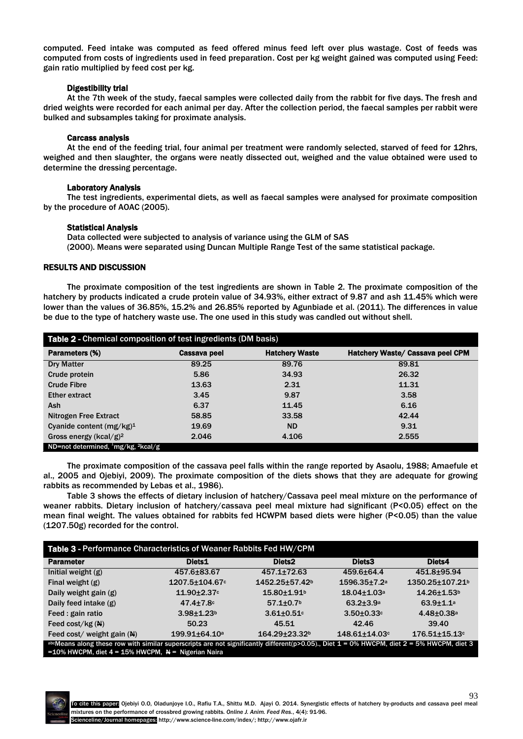computed. Feed intake was computed as feed offered minus feed left over plus wastage. Cost of feeds was computed from costs of ingredients used in feed preparation. Cost per kg weight gained was computed using Feed: gain ratio multiplied by feed cost per kg.

### Digestibility trial

At the 7th week of the study, faecal samples were collected daily from the rabbit for five days. The fresh and dried weights were recorded for each animal per day. After the collection period, the faecal samples per rabbit were bulked and subsamples taking for proximate analysis.

### Carcass analysis

At the end of the feeding trial, four animal per treatment were randomly selected, starved of feed for 12hrs, weighed and then slaughter, the organs were neatly dissected out, weighed and the value obtained were used to determine the dressing percentage.

### Laboratory Analysis

The test ingredients, experimental diets, as well as faecal samples were analysed for proximate composition by the procedure of AOAC (2005).

### Statistical Analysis

Data collected were subjected to analysis of variance using the GLM of SAS (2000). Means were separated using Duncan Multiple Range Test of the same statistical package.

## RESULTS AND DISCUSSION

The proximate composition of the test ingredients are shown in Table 2. The proximate composition of the hatchery by products indicated a crude protein value of 34.93%, either extract of 9.87 and ash 11.45% which were lower than the values of 36.85%, 15.2% and 26.85% reported by Agunbiade et al. (2011). The differences in value be due to the type of hatchery waste use. The one used in this study was candled out without shell.

**Table 2 - Chemical composition of test ingredients (DM basis)**

| Parameters (%) | Cassava peel | Hatchery Waste | Hatchery Waste/ Cassava peel CPM |
|---|---|---|---|
| Dry Matter | 89.25 | 89.76 | 89.81 |
| Crude protein | 5.86 | 34.93 | 26.32 |
| Crude Fibre | 13.63 | 2.31 | 11.31 |
| Ether extract | 3.45 | 9.87 | 3.58 |
| Ash | 6.37 | 11.45 | 6.16 |
| Nitrogen Free Extract | 58.85 | 33.58 | 42.44 |
| Cyanide content (mg/kg)[1] | 19.69 | ND | 9.31 |
| Gross energy (kcal/g)[2] | 2.046 | 4.106 | 2.555 |

ND=not determined, [1]mg/kg, [2]kcal/g

The proximate composition of the cassava peel falls within the range reported by Asaolu, 1988; Amaefule et al., 2005 and Ojebiyi, 2009). The proximate composition of the diets shows that they are adequate for growing rabbits as recommended by Lebas et al., 1986).

Table 3 shows the effects of dietary inclusion of hatchery/Cassava peel meal mixture on the performance of weaner rabbits. Dietary inclusion of hatchery/cassava peel meal mixture had significant (P<0.05) effect on the mean final weight. The values obtained for rabbits fed HCWPM based diets were higher (P<0.05) than the value (1207.50g) recorded for the control.

**Table 3 - Performance Characteristics of Weaner Rabbits Fed HW/CPM**

| Parameter | Diets1 | Diets2 | Diets3 | Diets4 |
|---|---|---|---|---|
| Initial weight (g) | 457.6±83.67 | 457.1±72.63 | 459.6±64.4 | 451.8±95.94 |
| Final weight (g) | 1207.5±104.67[c] | 1452.25±57.42[b] | 1596.35±7.2[a] | 1350.25±107.21[b] |
| Daily weight gain (g) | 11.90±2.37[c] | 15.80±1.91[b] | 18.04±1.03[a] | 14.26±1.53[b] |
| Daily feed intake (g) | 47.4±7.8[c] | 57.1±0.7[b] | 63.2±3.9[a] | 63.9±1.1[a] |
| Feed : gain ratio | 3.98±1.23[b] | 3.61±0.51[c] | 3.50±0.33[c] | 4.48±0.38[a] |
| Feed cost/kg (₦) | 50.23 | 45.51 | 42.46 | 39.40 |
| Feed cost/ weight gain (₦) | 199.91±64.10[a] | 164.29±23.32[b] | 148.61±14.03[c] | 176.51±15.13[c] |

[abc]Means along these row with similar superscripts are not significantly different(p>0.05)., Diet 1 = 0% HWCPM, diet 2 = 5% HWCPM, diet 3 =10% HWCPM, diet 4 = 15% HWCPM, ₦ = Nigerian Naira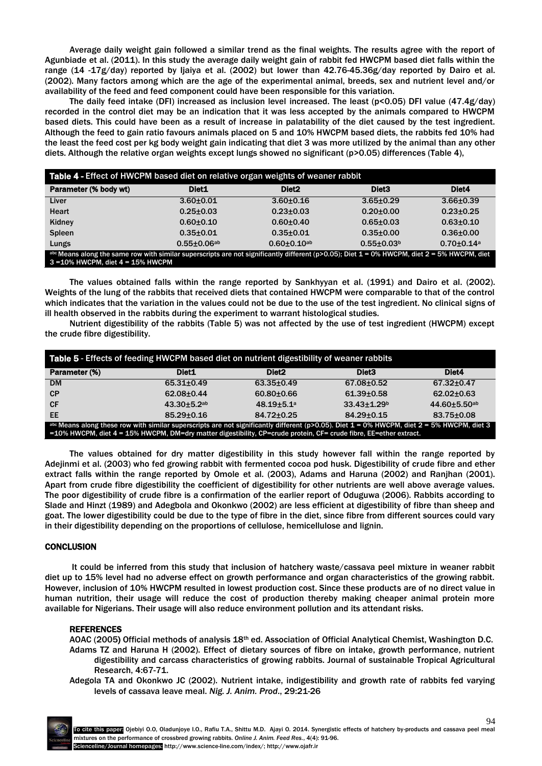Average daily weight gain followed a similar trend as the final weights. The results agree with the report of Agunbiade et al. (2011). In this study the average daily weight gain of rabbit fed HWCPM based diet falls within the range (14 -17g/day) reported by Ijaiya et al. (2002) but lower than 42.76-45.36g/day reported by Dairo et al. (2002). Many factors among which are the age of the experimental animal, breeds, sex and nutrient level and/or availability of the feed and feed component could have been responsible for this variation.

The daily feed intake (DFI) increased as inclusion level increased. The least ($p<0.05$) DFI value (47.4g/day) recorded in the control diet may be an indication that it was less accepted by the animals compared to HWCPM based diets. This could have been as a result of increase in palatability of the diet caused by the test ingredient. Although the feed to gain ratio favours animals placed on 5 and 10% HWCPM based diets, the rabbits fed 10% had the least the feed cost per kg body weight gain indicating that diet 3 was more utilized by the animal than any other diets. Although the relative organ weights except lungs showed no significant ($p>0.05$) differences (Table 4),

**Table 4 - Effect of HWCPM based diet on relative organ weights of weaner rabbit**

| Parameter (% body wt) | Diet1 | Diet2 | Diet3 | Diet4 |
|---|---|---|---|---|
| Liver | 3.60±0.01 | 3.60±0.16 | 3.65±0.29 | 3.66±0.39 |
| Heart | 0.25±0.03 | 0.23±0.03 | 0.20±0.00 | 0.23±0.25 |
| Kidney | 0.60±0.10 | 0.60±0.40 | 0.65±0.03 | 0.63±0.10 |
| Spleen | 0.35±0.01 | 0.35±0.01 | 0.35±0.00 | 0.36±0.00 |
| Lungs | 0.55±0.06[ab] | 0.60±0.10[ab] | 0.55±0.03[b] | 0.70±0.14[a] |

[abc] Means along the same row with similar superscripts are not significantly different ($p>0.05$); Diet 1 = 0% HWCPM, diet 2 = 5% HWCPM, diet 3 =10% HWCPM, diet 4 = 15% HWCPM

The values obtained falls within the range reported by Sankhyyan et al. (1991) and Dairo et al. (2002). Weights of the lung of the rabbits that received diets that contained HWCPM were comparable to that of the control which indicates that the variation in the values could not be due to the use of the test ingredient. No clinical signs of ill health observed in the rabbits during the experiment to warrant histological studies.

Nutrient digestibility of the rabbits (Table 5) was not affected by the use of test ingredient (HWCPM) except the crude fibre digestibility.

**Table 5 - Effects of feeding HWCPM based diet on nutrient digestibility of weaner rabbits**

| Parameter (%) | Diet1 | Diet2 | Diet3 | Diet4 |
|---|---|---|---|---|
| DM | 65.31±0.49 | 63.35±0.49 | 67.08±0.52 | 67.32±0.47 |
| CP | 62.08±0.44 | 60.80±0.66 | 61.39±0.58 | 62.02±0.63 |
| CF | 43.30±5.2[ab] | 48.19±5.1[a] | 33.43±1.29[b] | 44.60±5.50[ab] |
| EE | 85.29±0.16 | 84.72±0.25 | 84.29±0.15 | 83.75±0.08 |

[abc] Means along these row with similar superscripts are not significantly different ($p>0.05$). Diet 1 = 0% HWCPM, diet 2 = 5% HWCPM, diet 3 =10% HWCPM, diet 4 = 15% HWCPM, DM=dry matter digestibility, CP=crude protein, CF= crude fibre, EE=ether extract.

The values obtained for dry matter digestibility in this study however fall within the range reported by Adejinmi et al. (2003) who fed growing rabbit with fermented cocoa pod husk. Digestibility of crude fibre and ether extract falls within the range reported by Omole et al. (2003), Adams and Haruna (2002) and Ranjhan (2001). Apart from crude fibre digestibility the coefficient of digestibility for other nutrients are well above average values. The poor digestibility of crude fibre is a confirmation of the earlier report of Oduguwa (2006). Rabbits according to Slade and Hinzt (1989) and Adegbola and Okonkwo (2002) are less efficient at digestibility of fibre than sheep and goat. The lower digestibility could be due to the type of fibre in the diet, since fibre from different sources could vary in their digestibility depending on the proportions of cellulose, hemicellulose and lignin.

## CONCLUSION

It could be inferred from this study that inclusion of hatchery waste/cassava peel mixture in weaner rabbit diet up to 15% level had no adverse effect on growth performance and organ characteristics of the growing rabbit. However, inclusion of 10% HWCPM resulted in lowest production cost. Since these products are of no direct value in human nutrition, their usage will reduce the cost of production thereby making cheaper animal protein more available for Nigerians. Their usage will also reduce environment pollution and its attendant risks.

### REFERENCES

AOAC (2005) Official methods of analysis 18th ed. Association of Official Analytical Chemist, Washington D.C.

Adams TZ and Haruna H (2002). Effect of dietary sources of fibre on intake, growth performance, nutrient digestibility and carcass characteristics of growing rabbits. Journal of sustainable Tropical Agricultural Research, 4:67-71.

Adegola TA and Okonkwo JC (2002). Nutrient intake, indigestibility and growth rate of rabbits fed varying levels of cassava leave meal. *Nig. J. Anim. Prod*., 29:21-26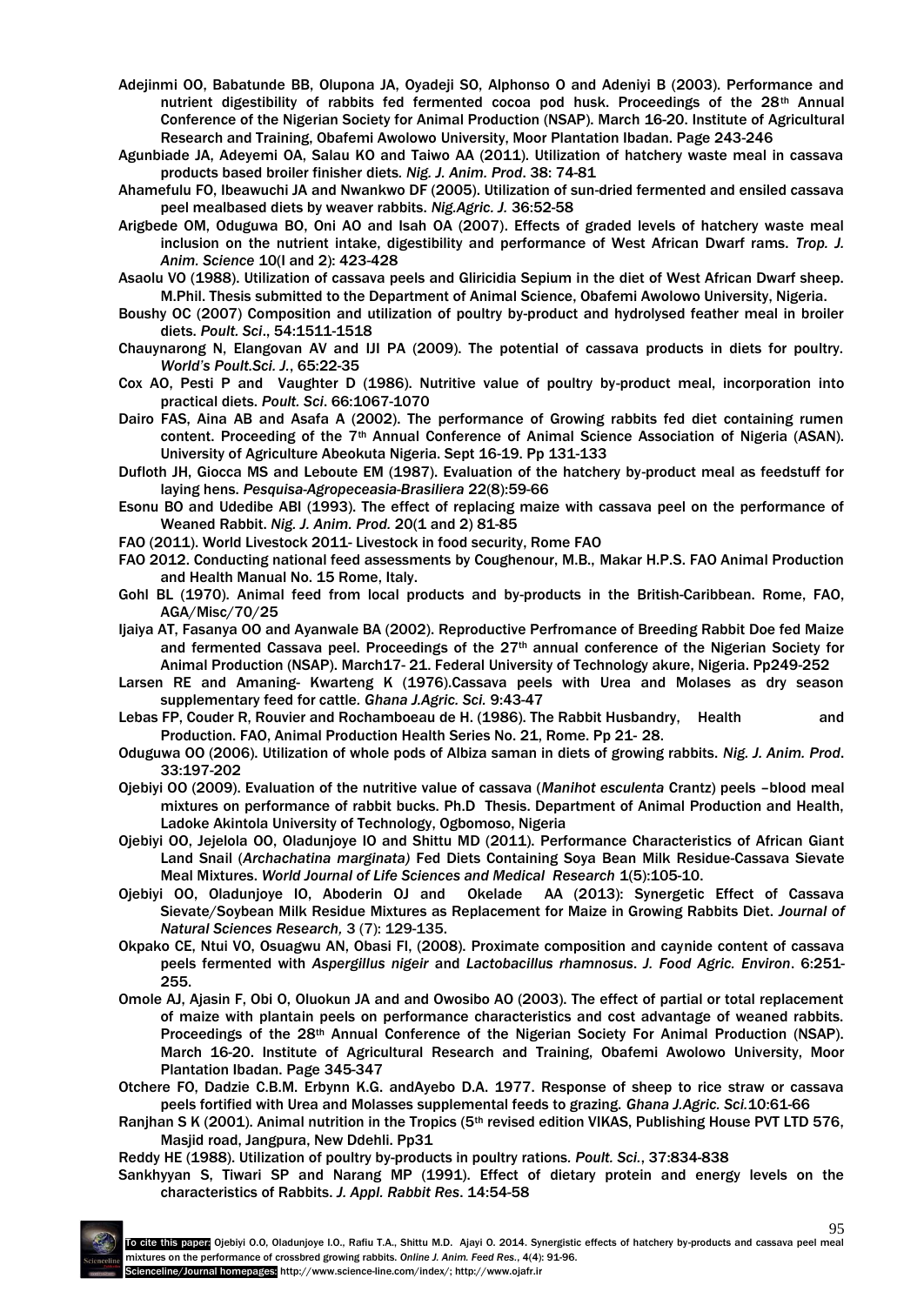Adejinmi OO, Babatunde BB, Olupona JA, Oyadeji SO, Alphonso O and Adeniyi B (2003). Performance and nutrient digestibility of rabbits fed fermented cocoa pod husk. Proceedings of the 28th Annual Conference of the Nigerian Society for Animal Production (NSAP). March 16-20. Institute of Agricultural Research and Training, Obafemi Awolowo University, Moor Plantation Ibadan. Page 243-246

Agunbiade JA, Adeyemi OA, Salau KO and Taiwo AA (2011). Utilization of hatchery waste meal in cassava products based broiler finisher diets. *Nig. J. Anim. Prod*. 38: 74-81

Ahamefulu FO, Ibeawuchi JA and Nwankwo DF (2005). Utilization of sun-dried fermented and ensiled cassava peel mealbased diets by weaver rabbits. *Nig.Agric. J.* 36:52-58

Arigbede OM, Oduguwa BO, Oni AO and Isah OA (2007). Effects of graded levels of hatchery waste meal inclusion on the nutrient intake, digestibility and performance of West African Dwarf rams. *Trop. J. Anim. Science* 10(I and 2): 423-428

Asaolu VO (1988). Utilization of cassava peels and Gliricidia Sepium in the diet of West African Dwarf sheep. M.Phil. Thesis submitted to the Department of Animal Science, Obafemi Awolowo University, Nigeria.

Boushy OC (2007) Composition and utilization of poultry by-product and hydrolysed feather meal in broiler diets. *Poult. Sci*., 54:1511-1518

Chauynarong N, Elangovan AV and IJI PA (2009). The potential of cassava products in diets for poultry. *World's Poult.Sci. J.*, 65:22-35

Cox AO, Pesti P and Vaughter D (1986). Nutritive value of poultry by-product meal, incorporation into practical diets. *Poult. Sci*. 66:1067-1070

Dairo FAS, Aina AB and Asafa A (2002). The performance of Growing rabbits fed diet containing rumen content. Proceeding of the 7th Annual Conference of Animal Science Association of Nigeria (ASAN). University of Agriculture Abeokuta Nigeria. Sept 16-19. Pp 131-133

Dufloth JH, Giocca MS and Leboute EM (1987). Evaluation of the hatchery by-product meal as feedstuff for laying hens. *Pesquisa-Agropeceasia-Brasiliera* 22(8):59-66

Esonu BO and Udedibe ABI (1993). The effect of replacing maize with cassava peel on the performance of Weaned Rabbit. *Nig. J. Anim. Prod.* 20(1 and 2) 81-85

FAO (2011). World Livestock 2011- Livestock in food security, Rome FAO

FAO 2012. Conducting national feed assessments by Coughenour, M.B., Makar H.P.S. FAO Animal Production and Health Manual No. 15 Rome, Italy.

Gohl BL (1970). Animal feed from local products and by-products in the British-Caribbean. Rome, FAO, AGA/Misc/70/25

Ijaiya AT, Fasanya OO and Ayanwale BA (2002). Reproductive Perfromance of Breeding Rabbit Doe fed Maize and fermented Cassava peel. Proceedings of the 27th annual conference of the Nigerian Society for Animal Production (NSAP). March17- 21. Federal University of Technology akure, Nigeria. Pp249-252

Larsen RE and Amaning- Kwarteng K (1976).Cassava peels with Urea and Molases as dry season supplementary feed for cattle. *Ghana J.Agric. Sci.* 9:43-47

Lebas FP, Couder R, Rouvier and Rochamboeau de H. (1986). The Rabbit Husbandry, Health and Production. FAO, Animal Production Health Series No. 21, Rome. Pp 21- 28.

Oduguwa OO (2006). Utilization of whole pods of Albiza saman in diets of growing rabbits. *Nig. J. Anim. Prod*. 33:197-202

Ojebiyi OO (2009). Evaluation of the nutritive value of cassava (*Manihot esculenta* Crantz) peels –blood meal mixtures on performance of rabbit bucks. Ph.D Thesis. Department of Animal Production and Health, Ladoke Akintola University of Technology, Ogbomoso, Nigeria

Ojebiyi OO, Jejelola OO, Oladunjoye IO and Shittu MD (2011). Performance Characteristics of African Giant Land Snail (*Archachatina marginata)* Fed Diets Containing Soya Bean Milk Residue-Cassava Sievate Meal Mixtures. *World Journal of Life Sciences and Medical Research* 1(5):105-10.

Ojebiyi OO, Oladunjoye IO, Aboderin OJ and Okelade AA (2013): Synergetic Effect of Cassava Sievate/Soybean Milk Residue Mixtures as Replacement for Maize in Growing Rabbits Diet. *Journal of Natural Sciences Research,* 3 (7): 129-135.

Okpako CE, Ntui VO, Osuagwu AN, Obasi FI, (2008). Proximate composition and caynide content of cassava peels fermented with *Aspergillus nigeir* and *Lactobacillus rhamnosus*. *J. Food Agric. Environ*. 6:251-255.

Omole AJ, Ajasin F, Obi O, Oluokun JA and and Owosibo AO (2003). The effect of partial or total replacement of maize with plantain peels on performance characteristics and cost advantage of weaned rabbits. Proceedings of the 28th Annual Conference of the Nigerian Society For Animal Production (NSAP). March 16-20. Institute of Agricultural Research and Training, Obafemi Awolowo University, Moor Plantation Ibadan. Page 345-347

Otchere FO, Dadzie C.B.M. Erbynn K.G. andAyebo D.A. 1977. Response of sheep to rice straw or cassava peels fortified with Urea and Molasses supplemental feeds to grazing. *Ghana J.Agric. Sci.*10:61-66

Ranjhan S K (2001). Animal nutrition in the Tropics (5th revised edition VIKAS, Publishing House PVT LTD 576, Masjid road, Jangpura, New Ddehli. Pp31

Reddy HE (1988). Utilization of poultry by-products in poultry rations. *Poult. Sci.*, 37:834-838

Sankhyyan S, Tiwari SP and Narang MP (1991). Effect of dietary protein and energy levels on the characteristics of Rabbits. *J. Appl. Rabbit Res*. 14:54-58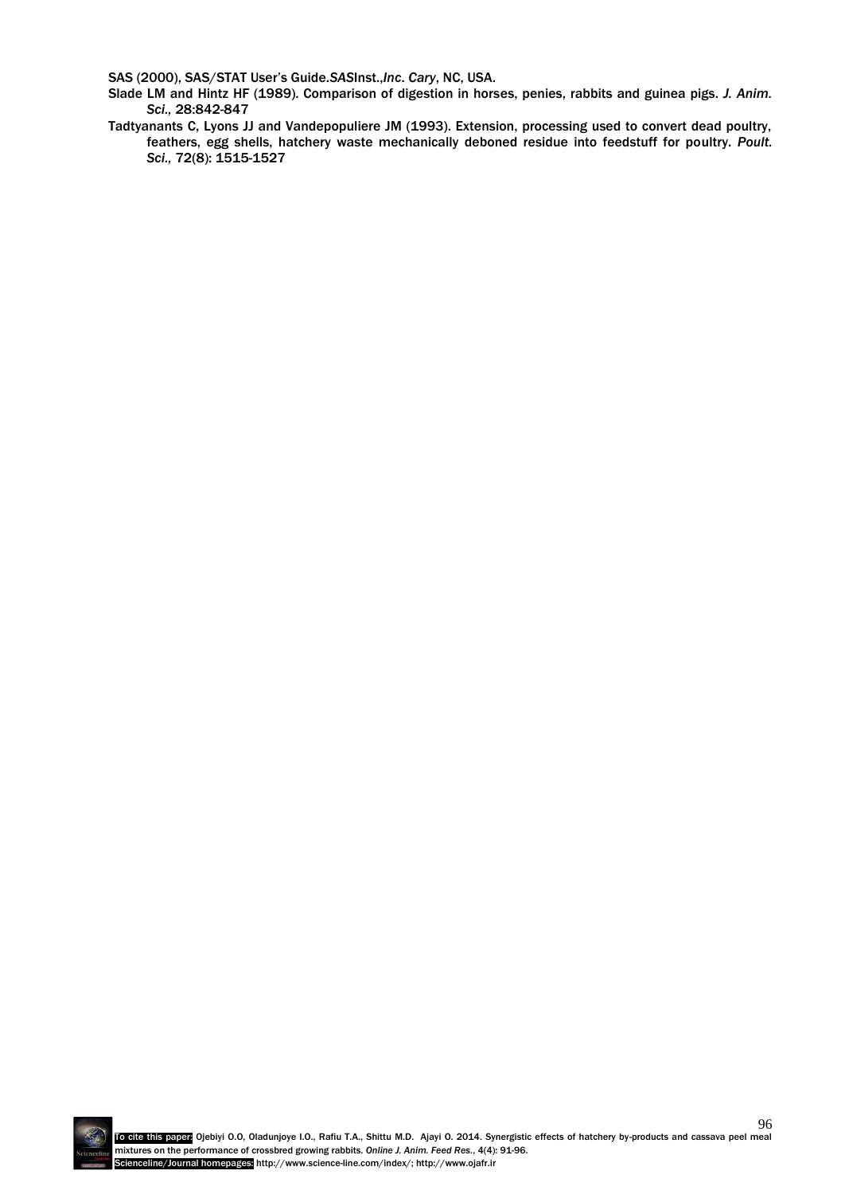SAS (2000), SAS/STAT User's Guide.*SAS*Inst.,*Inc. Cary*, NC, USA.

Slade LM and Hintz HF (1989). Comparison of digestion in horses, penies, rabbits and guinea pigs. *J. Anim. Sci.,* 28:842-847

Tadtyanants C, Lyons JJ and Vandepopuliere JM (1993). Extension, processing used to convert dead poultry, feathers, egg shells, hatchery waste mechanically deboned residue into feedstuff for poultry. *Poult. Sci.,* 72(8): 1515-1527